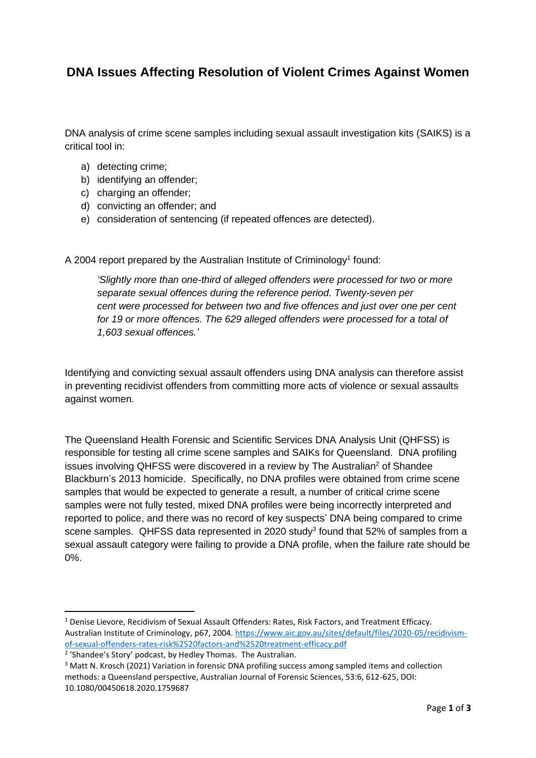# DNA Issues Affecting Resolution of Violent Crimes Against Women

DNA analysis of crime scene samples including sexual assault investigation kits (SAIKS) is a critical tool in:

a) detecting crime;
b) identifying an offender;
c) charging an offender;
d) convicting an offender; and
e) consideration of sentencing (if repeated offences are detected).

A 2004 report prepared by the Australian Institute of Criminology[1] found:

> *'Slightly more than one-third of alleged offenders were processed for two or more separate sexual offences during the reference period. Twenty-seven per cent were processed for between two and five offences and just over one per cent for 19 or more offences. The 629 alleged offenders were processed for a total of 1,603 sexual offences.'*

Identifying and convicting sexual assault offenders using DNA analysis can therefore assist in preventing recidivist offenders from committing more acts of violence or sexual assaults against women.

The Queensland Health Forensic and Scientific Services DNA Analysis Unit (QHFSS) is responsible for testing all crime scene samples and SAIKs for Queensland. DNA profiling issues involving QHFSS were discovered in a review by The Australian[2] of Shandee Blackburn's 2013 homicide. Specifically, no DNA profiles were obtained from crime scene samples that would be expected to generate a result, a number of critical crime scene samples were not fully tested, mixed DNA profiles were being incorrectly interpreted and reported to police, and there was no record of key suspects' DNA being compared to crime scene samples. QHFSS data represented in 2020 study[3] found that 52% of samples from a sexual assault category were failing to provide a DNA profile, when the failure rate should be 0%.

---

[1] Denise Lievore, Recidivism of Sexual Assault Offenders: Rates, Risk Factors, and Treatment Efficacy. Australian Institute of Criminology, p67, 2004. https://www.aic.gov.au/sites/default/files/2020-05/recidivism-of-sexual-offenders-rates-risk%2520factors-and%2520treatment-efficacy.pdf

[2] 'Shandee's Story' podcast, by Hedley Thomas. The Australian.

[3] Matt N. Krosch (2021) Variation in forensic DNA profiling success among sampled items and collection methods: a Queensland perspective, Australian Journal of Forensic Sciences, 53:6, 612-625, DOI: 10.1080/00450618.2020.1759687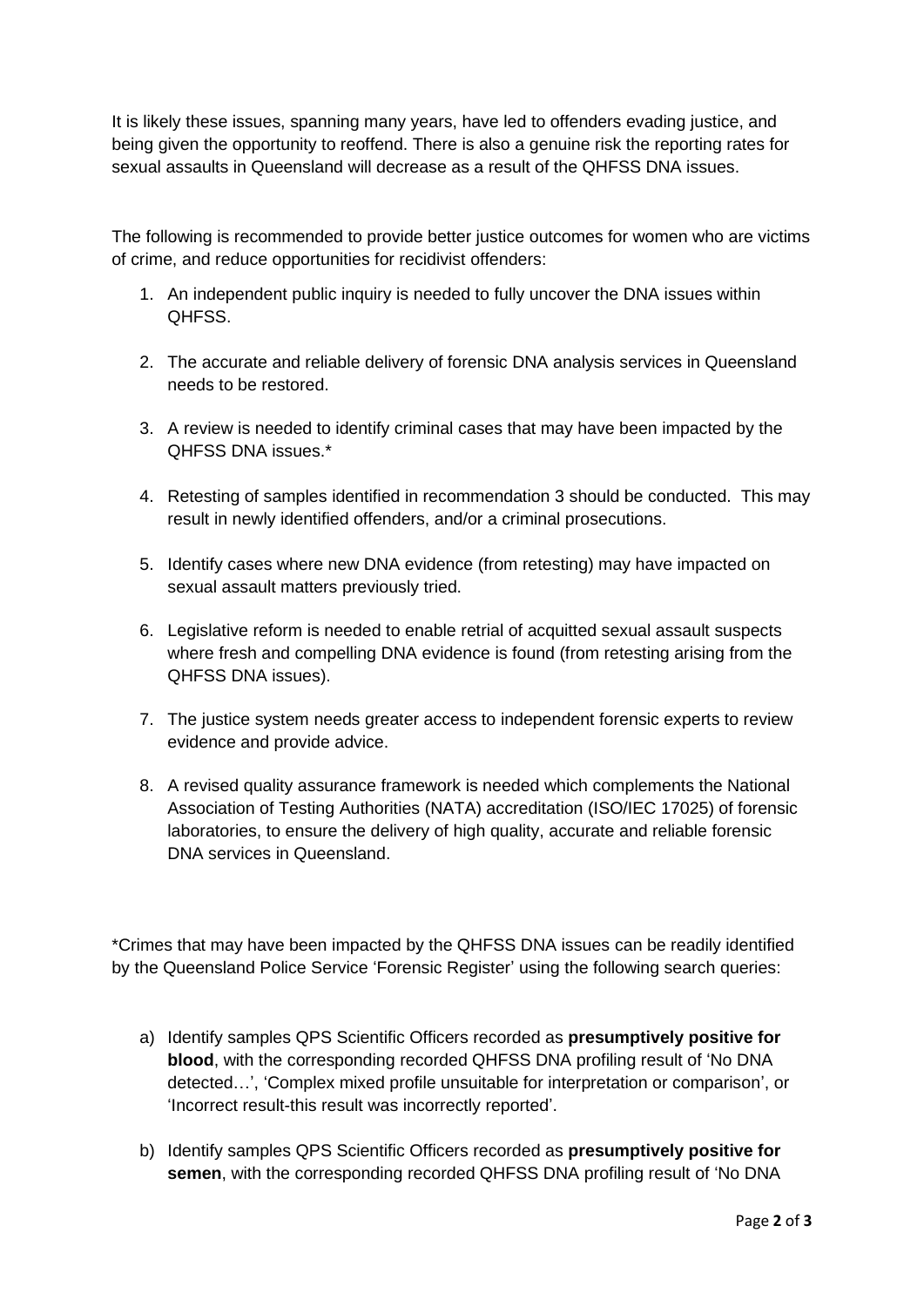It is likely these issues, spanning many years, have led to offenders evading justice, and being given the opportunity to reoffend. There is also a genuine risk the reporting rates for sexual assaults in Queensland will decrease as a result of the QHFSS DNA issues.

The following is recommended to provide better justice outcomes for women who are victims of crime, and reduce opportunities for recidivist offenders:

1. An independent public inquiry is needed to fully uncover the DNA issues within QHFSS.

2. The accurate and reliable delivery of forensic DNA analysis services in Queensland needs to be restored.

3. A review is needed to identify criminal cases that may have been impacted by the QHFSS DNA issues.*

4. Retesting of samples identified in recommendation 3 should be conducted. This may result in newly identified offenders, and/or a criminal prosecutions.

5. Identify cases where new DNA evidence (from retesting) may have impacted on sexual assault matters previously tried.

6. Legislative reform is needed to enable retrial of acquitted sexual assault suspects where fresh and compelling DNA evidence is found (from retesting arising from the QHFSS DNA issues).

7. The justice system needs greater access to independent forensic experts to review evidence and provide advice.

8. A revised quality assurance framework is needed which complements the National Association of Testing Authorities (NATA) accreditation (ISO/IEC 17025) of forensic laboratories, to ensure the delivery of high quality, accurate and reliable forensic DNA services in Queensland.

*Crimes that may have been impacted by the QHFSS DNA issues can be readily identified by the Queensland Police Service 'Forensic Register' using the following search queries:

a) Identify samples QPS Scientific Officers recorded as **presumptively positive for blood**, with the corresponding recorded QHFSS DNA profiling result of 'No DNA detected…', 'Complex mixed profile unsuitable for interpretation or comparison', or 'Incorrect result-this result was incorrectly reported'.

b) Identify samples QPS Scientific Officers recorded as **presumptively positive for semen**, with the corresponding recorded QHFSS DNA profiling result of 'No DNA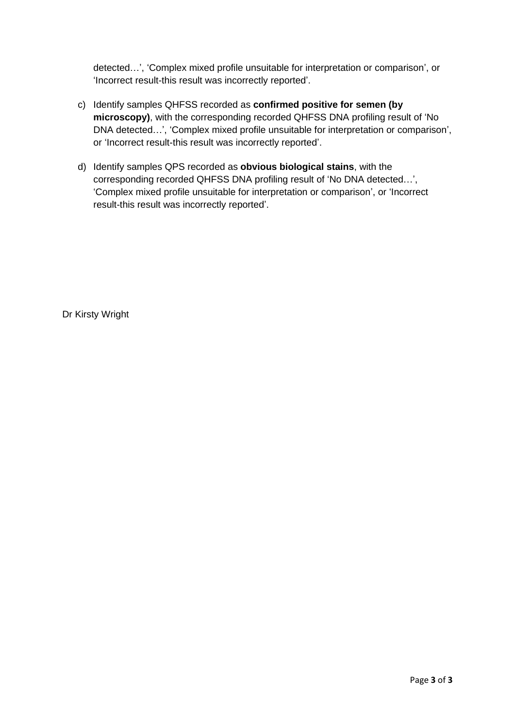detected…', 'Complex mixed profile unsuitable for interpretation or comparison', or 'Incorrect result-this result was incorrectly reported'.

c) Identify samples QHFSS recorded as **confirmed positive for semen (by microscopy)**, with the corresponding recorded QHFSS DNA profiling result of 'No DNA detected…', 'Complex mixed profile unsuitable for interpretation or comparison', or 'Incorrect result-this result was incorrectly reported'.

d) Identify samples QPS recorded as **obvious biological stains**, with the corresponding recorded QHFSS DNA profiling result of 'No DNA detected…', 'Complex mixed profile unsuitable for interpretation or comparison', or 'Incorrect result-this result was incorrectly reported'.

Dr Kirsty Wright